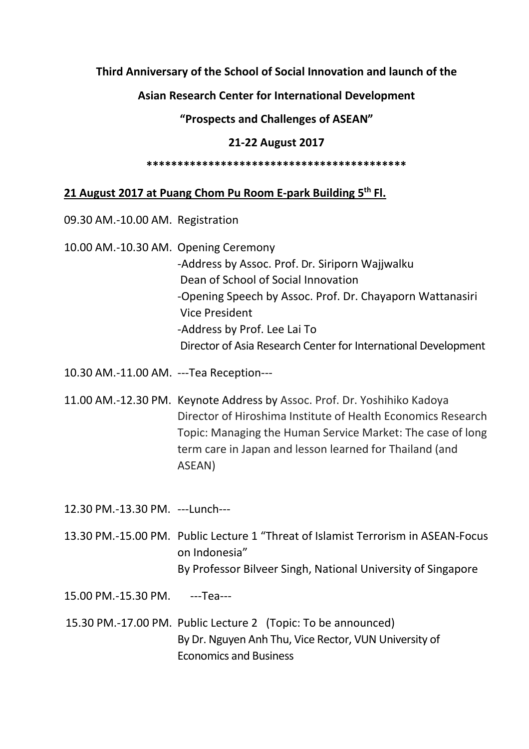**Third Anniversary of the School of Social Innovation and launch of the**

**Asian Research Center for International Development**

**"Prospects and Challenges of ASEAN"**

**21-22 August 2017**

******************************************

**<u>21 August 2017 at Puang Chom Pu Room E-park Building 5th Fl.</u>**

09.30 AM.-10.00 AM. Registration

10.00 AM.-10.30 AM. Opening Ceremony
-Address by Assoc. Prof. Dr. Siriporn Wajjwalku
Dean of School of Social Innovation
-Opening Speech by Assoc. Prof. Dr. Chayaporn Wattanasiri
Vice President
-Address by Prof. Lee Lai To
Director of Asia Research Center for International Development

10.30 AM.-11.00 AM. ---Tea Reception---

11.00 AM.-12.30 PM. Keynote Address by Assoc. Prof. Dr. Yoshihiko Kadoya
Director of Hiroshima Institute of Health Economics Research
Topic: Managing the Human Service Market: The case of long term care in Japan and lesson learned for Thailand (and ASEAN)

12.30 PM.-13.30 PM. ---Lunch---

13.30 PM.-15.00 PM. Public Lecture 1 "Threat of Islamist Terrorism in ASEAN-Focus on Indonesia"
By Professor Bilveer Singh, National University of Singapore

15.00 PM.-15.30 PM. ---Tea---

15.30 PM.-17.00 PM. Public Lecture 2 (Topic: To be announced)
By Dr. Nguyen Anh Thu, Vice Rector, VUN University of Economics and Business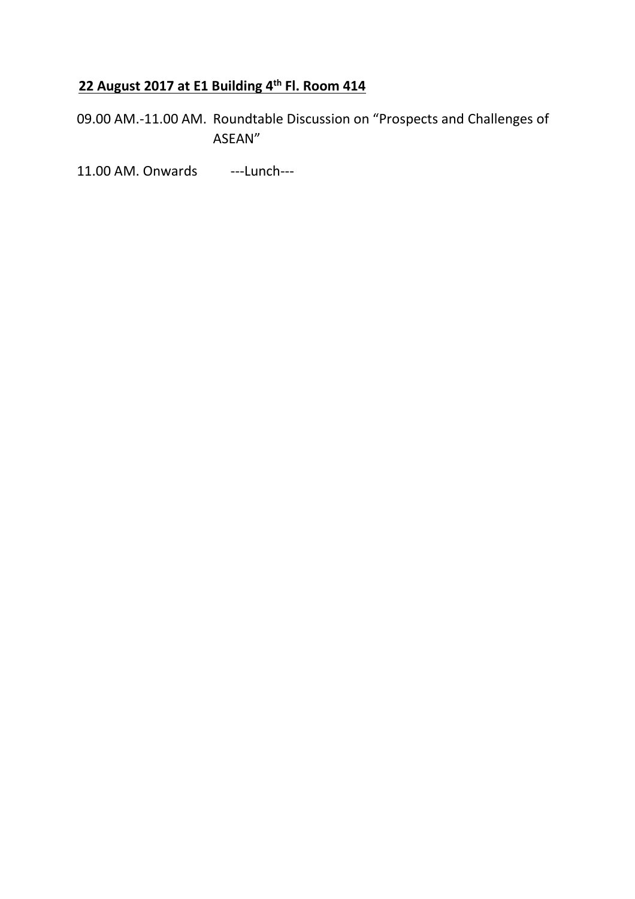**<u>22 August 2017 at E1 Building 4th Fl. Room 414</u>**

09.00 AM.-11.00 AM. Roundtable Discussion on "Prospects and Challenges of ASEAN"

11.00 AM. Onwards ---Lunch---